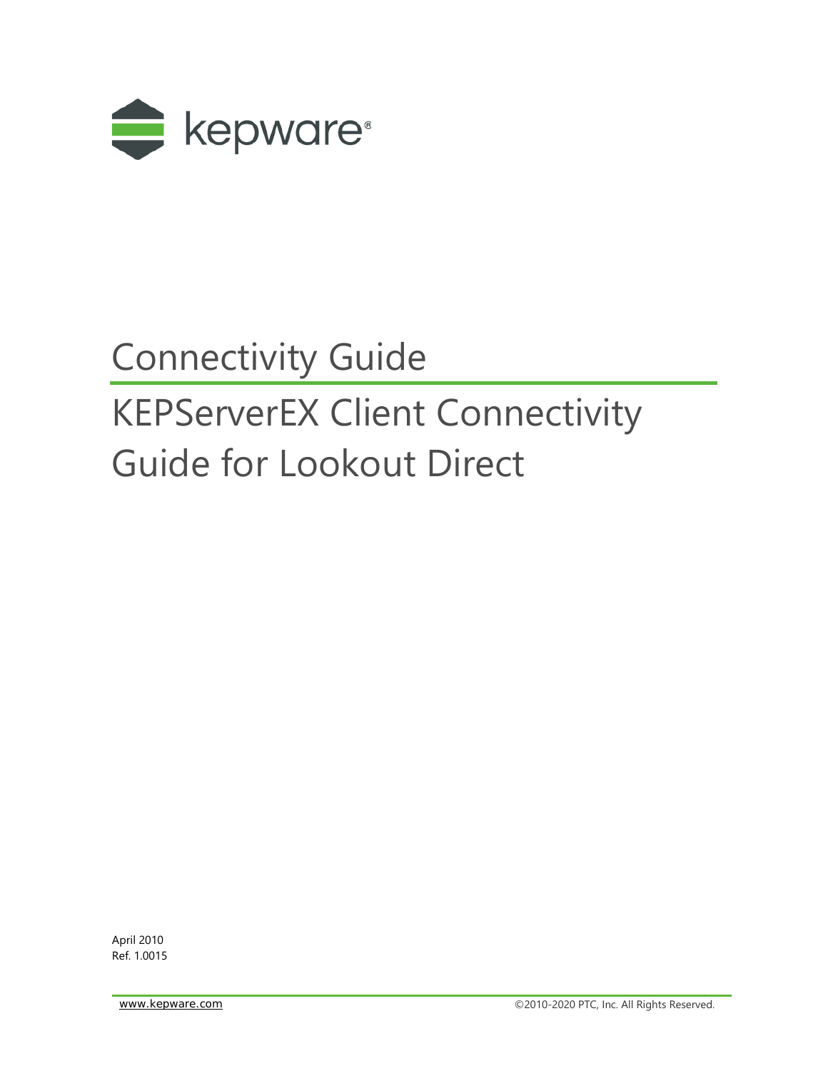kepware®

# Connectivity Guide

# KEPServerEX Client Connectivity Guide for Lookout Direct

April 2010
Ref. 1.0015

www.kepware.com ©2010-2020 PTC, Inc. All Rights Reserved.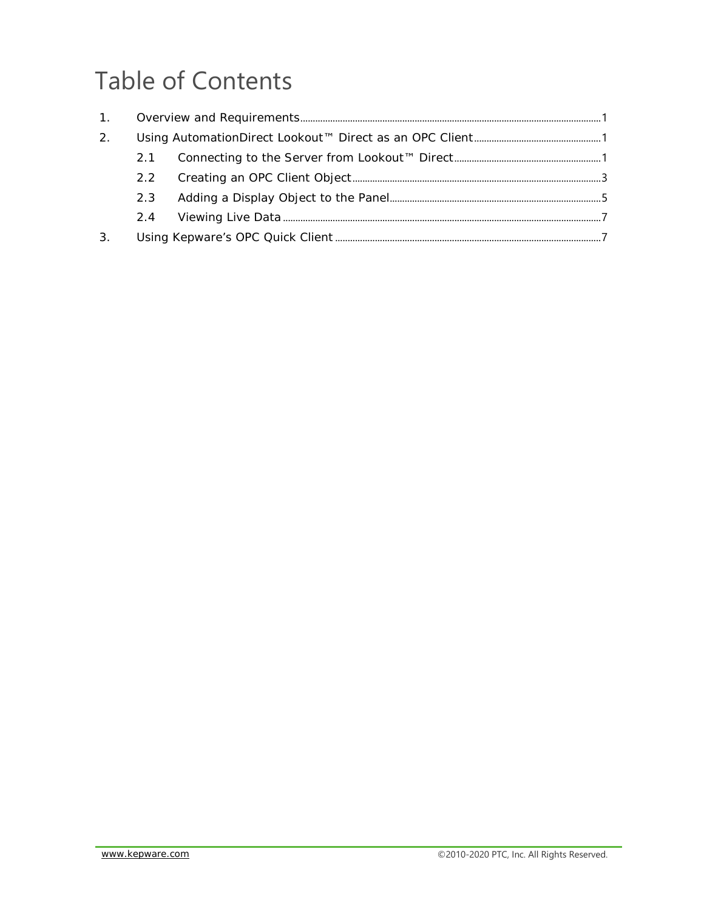# Table of Contents

1. Overview and Requirements ........ 1
2. Using AutomationDirect Lookout™ Direct as an OPC Client ........ 1
   - 2.1 Connecting to the Server from Lookout™ Direct ........ 1
   - 2.2 Creating an OPC Client Object ........ 3
   - 2.3 Adding a Display Object to the Panel ........ 5
   - 2.4 Viewing Live Data ........ 7
3. Using Kepware's OPC Quick Client ........ 7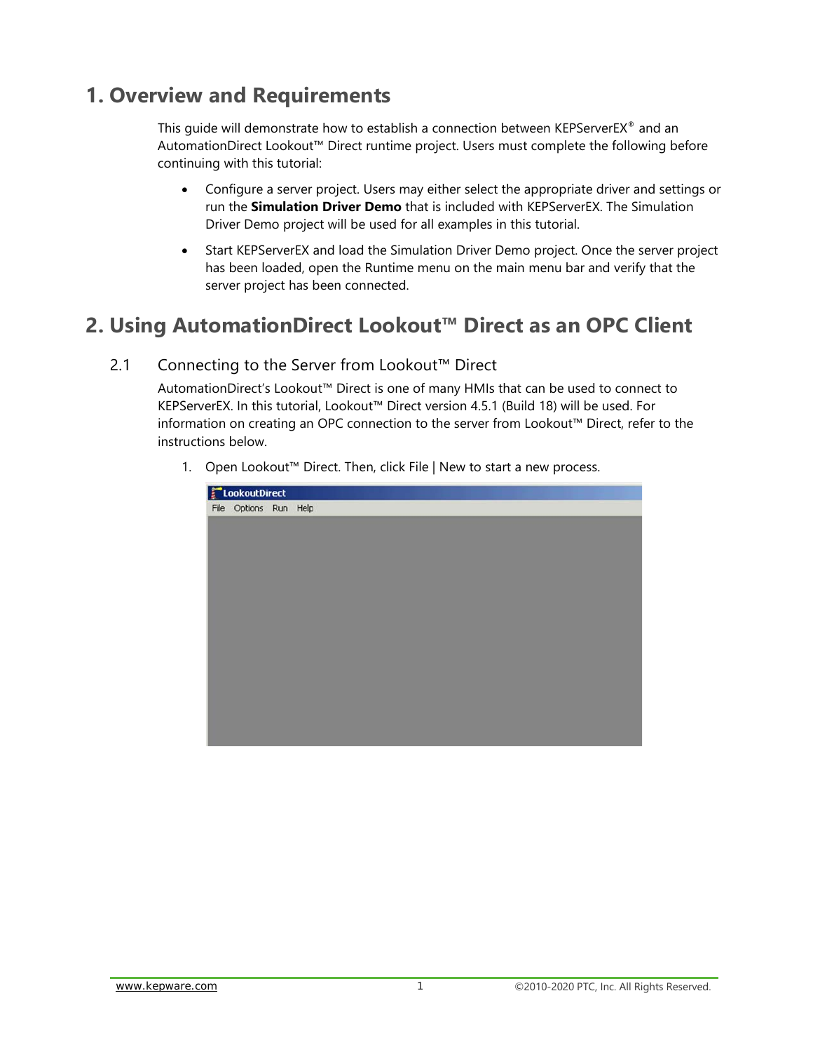# 1. Overview and Requirements

This guide will demonstrate how to establish a connection between KEPServerEX® and an AutomationDirect Lookout™ Direct runtime project. Users must complete the following before continuing with this tutorial:

- Configure a server project. Users may either select the appropriate driver and settings or run the **Simulation Driver Demo** that is included with KEPServerEX. The Simulation Driver Demo project will be used for all examples in this tutorial.
- Start KEPServerEX and load the Simulation Driver Demo project. Once the server project has been loaded, open the Runtime menu on the main menu bar and verify that the server project has been connected.

# 2. Using AutomationDirect Lookout™ Direct as an OPC Client

## 2.1 Connecting to the Server from Lookout™ Direct

AutomationDirect's Lookout™ Direct is one of many HMIs that can be used to connect to KEPServerEX. In this tutorial, Lookout™ Direct version 4.5.1 (Build 18) will be used. For information on creating an OPC connection to the server from Lookout™ Direct, refer to the instructions below.

1. Open Lookout™ Direct. Then, click File | New to start a new process.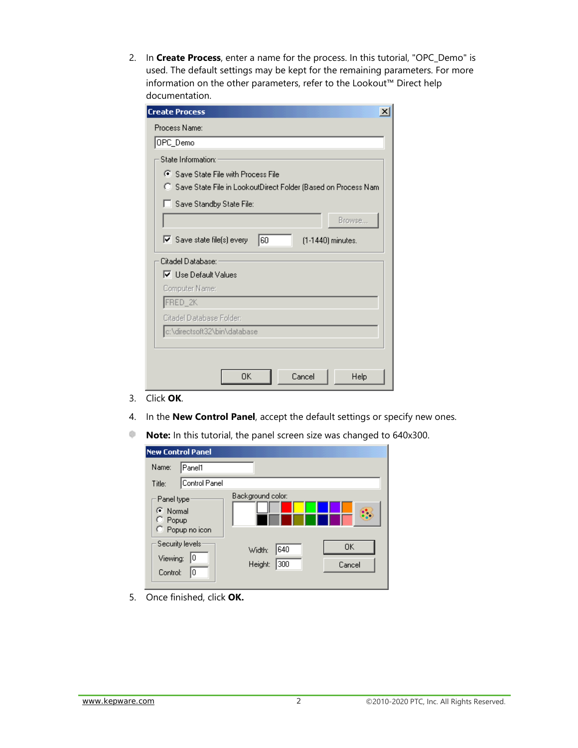2. In **Create Process**, enter a name for the process. In this tutorial, "OPC_Demo" is used. The default settings may be kept for the remaining parameters. For more information on the other parameters, refer to the Lookout™ Direct help documentation.

3. Click **OK**.

4. In the **New Control Panel**, accept the default settings or specify new ones.

- **Note:** In this tutorial, the panel screen size was changed to 640x300.

5. Once finished, click **OK.**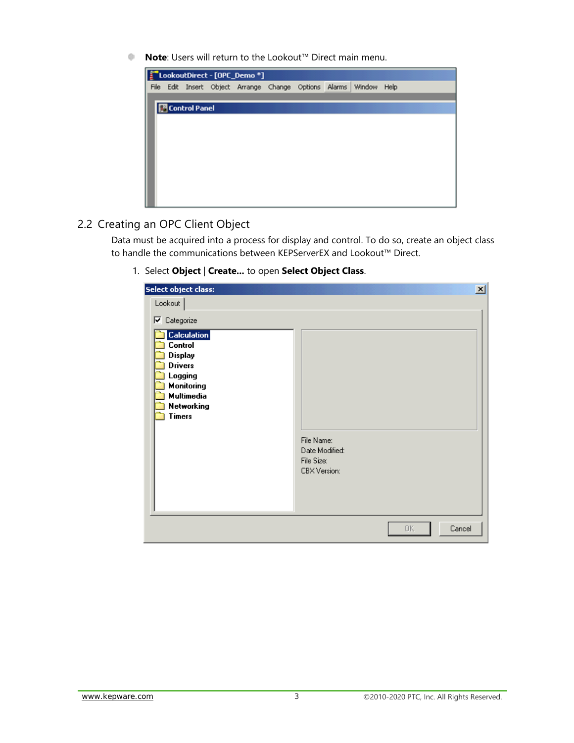- **Note**: Users will return to the Lookout™ Direct main menu.

## 2.2 Creating an OPC Client Object

Data must be acquired into a process for display and control. To do so, create an object class to handle the communications between KEPServerEX and Lookout™ Direct.

1. Select **Object** | **Create...** to open **Select Object Class**.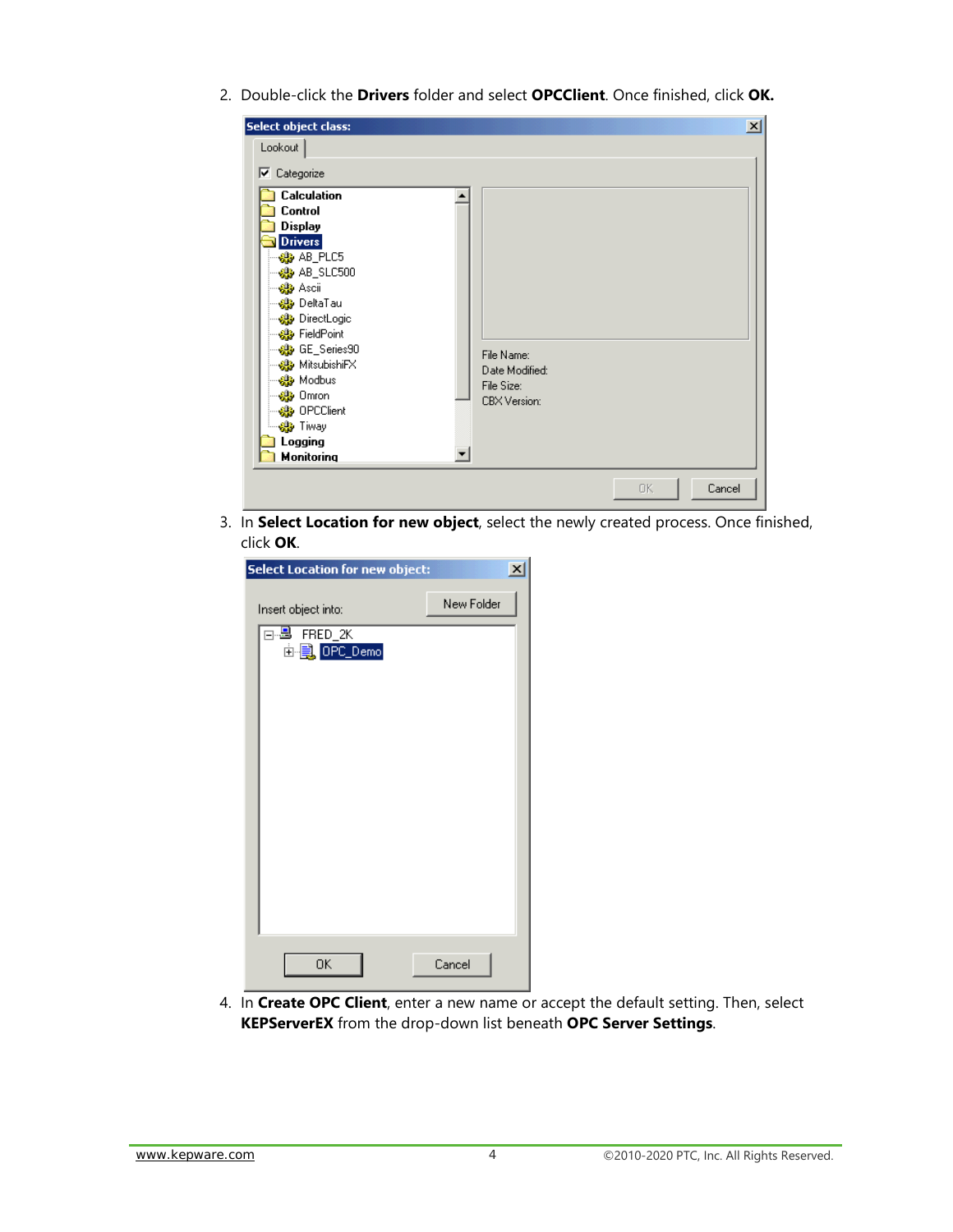2. Double-click the **Drivers** folder and select **OPCClient**. Once finished, click **OK.**

3. In **Select Location for new object**, select the newly created process. Once finished, click **OK**.

4. In **Create OPC Client**, enter a new name or accept the default setting. Then, select **KEPServerEX** from the drop-down list beneath **OPC Server Settings**.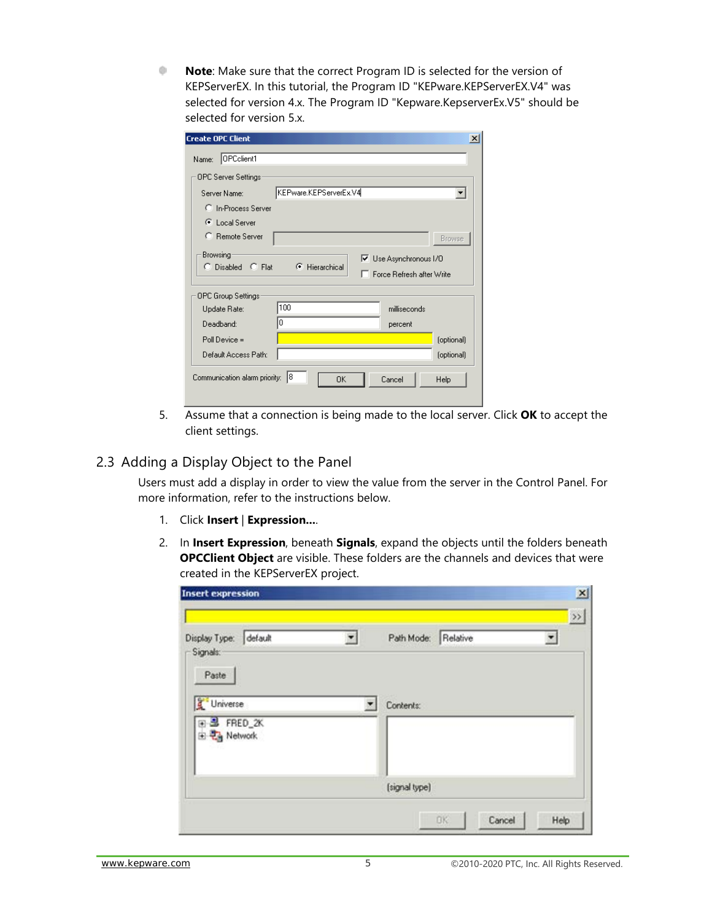- **Note**: Make sure that the correct Program ID is selected for the version of KEPServerEX. In this tutorial, the Program ID "KEPware.KEPServerEX.V4" was selected for version 4.x. The Program ID "Kepware.KepserverEx.V5" should be selected for version 5.x.

5. Assume that a connection is being made to the local server. Click **OK** to accept the client settings.

## 2.3 Adding a Display Object to the Panel

Users must add a display in order to view the value from the server in the Control Panel. For more information, refer to the instructions below.

1. Click **Insert** | **Expression...**.
2. In **Insert Expression**, beneath **Signals**, expand the objects until the folders beneath **OPCClient Object** are visible. These folders are the channels and devices that were created in the KEPServerEX project.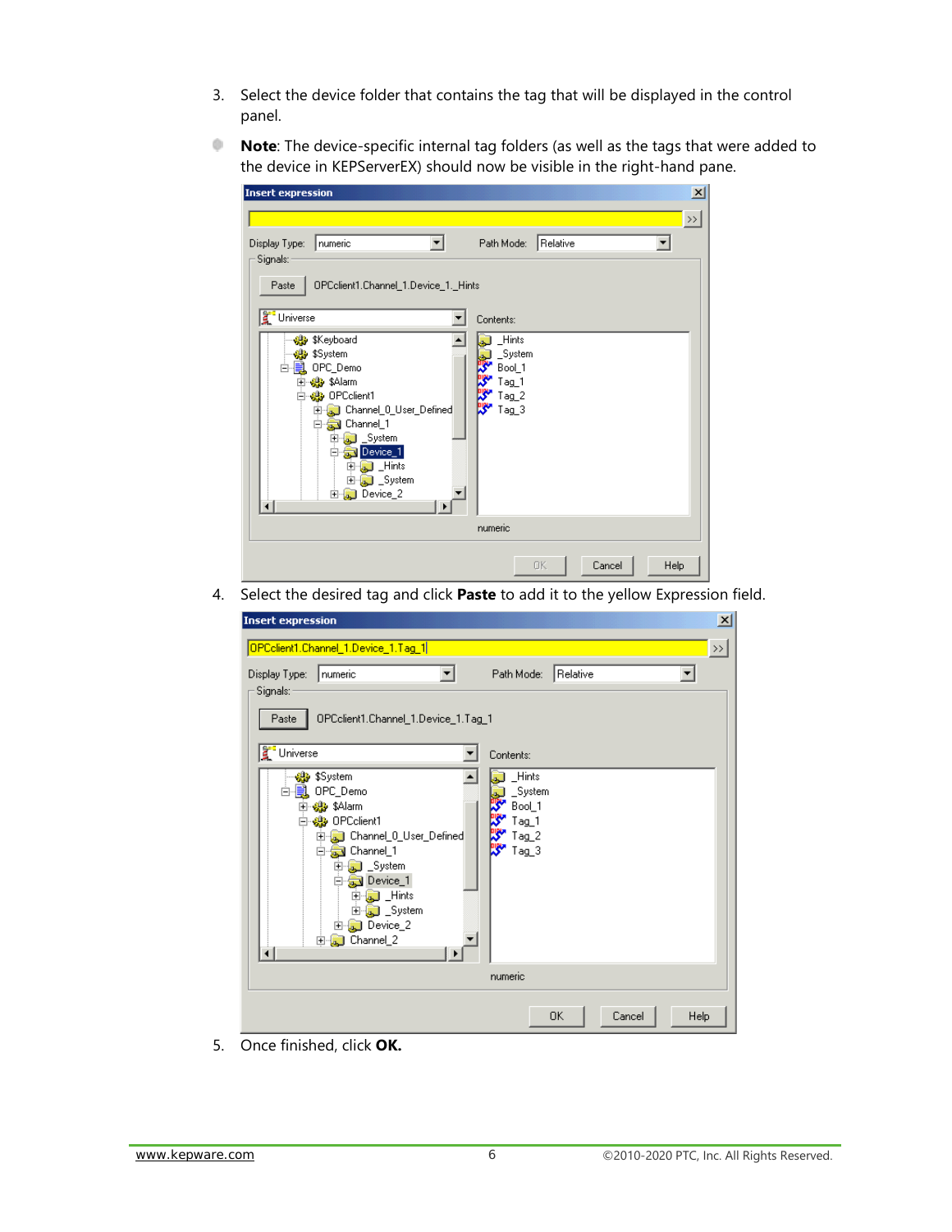3. Select the device folder that contains the tag that will be displayed in the control panel.

**Note**: The device-specific internal tag folders (as well as the tags that were added to the device in KEPServerEX) should now be visible in the right-hand pane.

4. Select the desired tag and click **Paste** to add it to the yellow Expression field.

5. Once finished, click **OK.**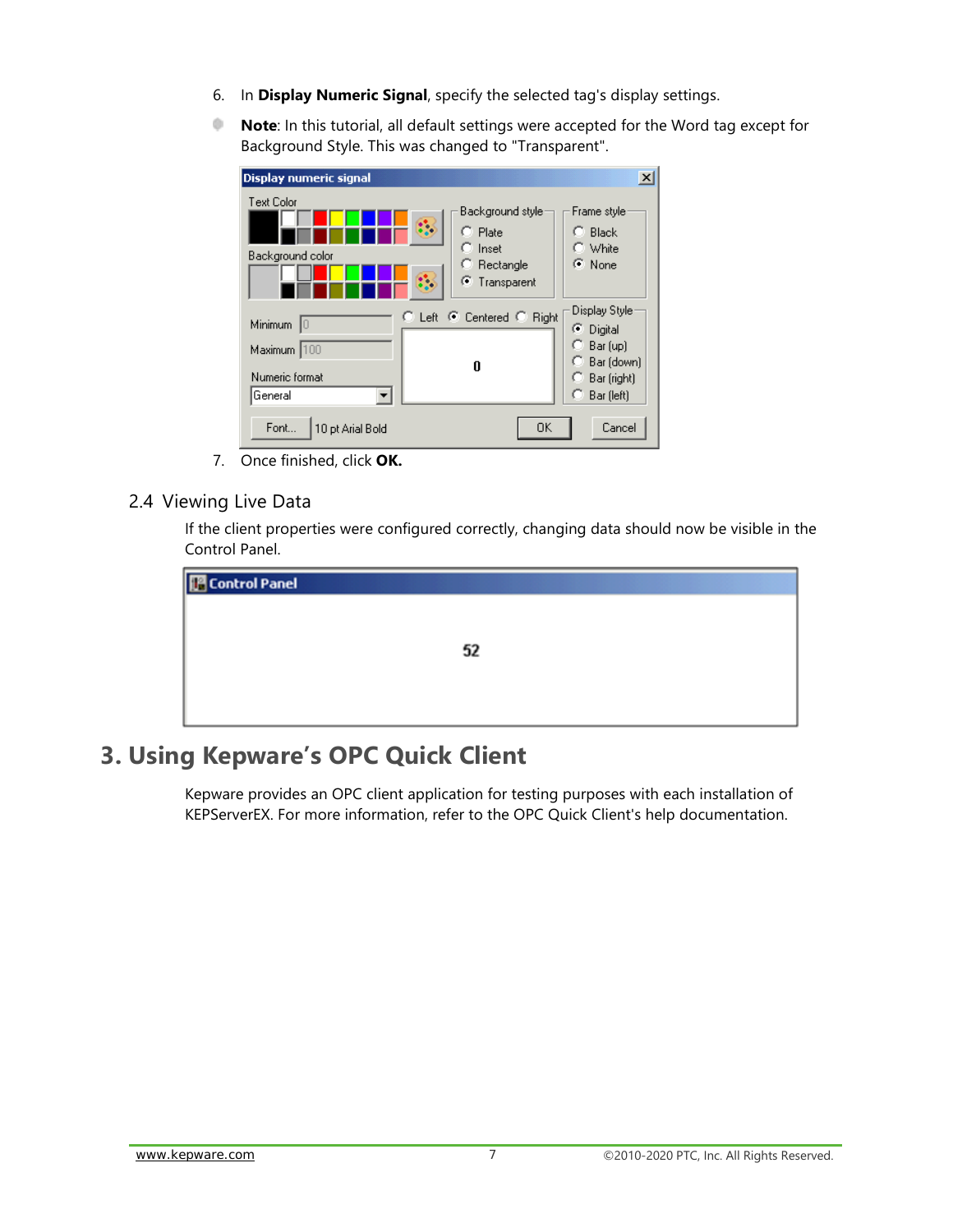6. In **Display Numeric Signal**, specify the selected tag's display settings.

- **Note**: In this tutorial, all default settings were accepted for the Word tag except for Background Style. This was changed to "Transparent".

7. Once finished, click **OK.**

## 2.4 Viewing Live Data

If the client properties were configured correctly, changing data should now be visible in the Control Panel.

# 3. Using Kepware's OPC Quick Client

Kepware provides an OPC client application for testing purposes with each installation of KEPServerEX. For more information, refer to the OPC Quick Client's help documentation.